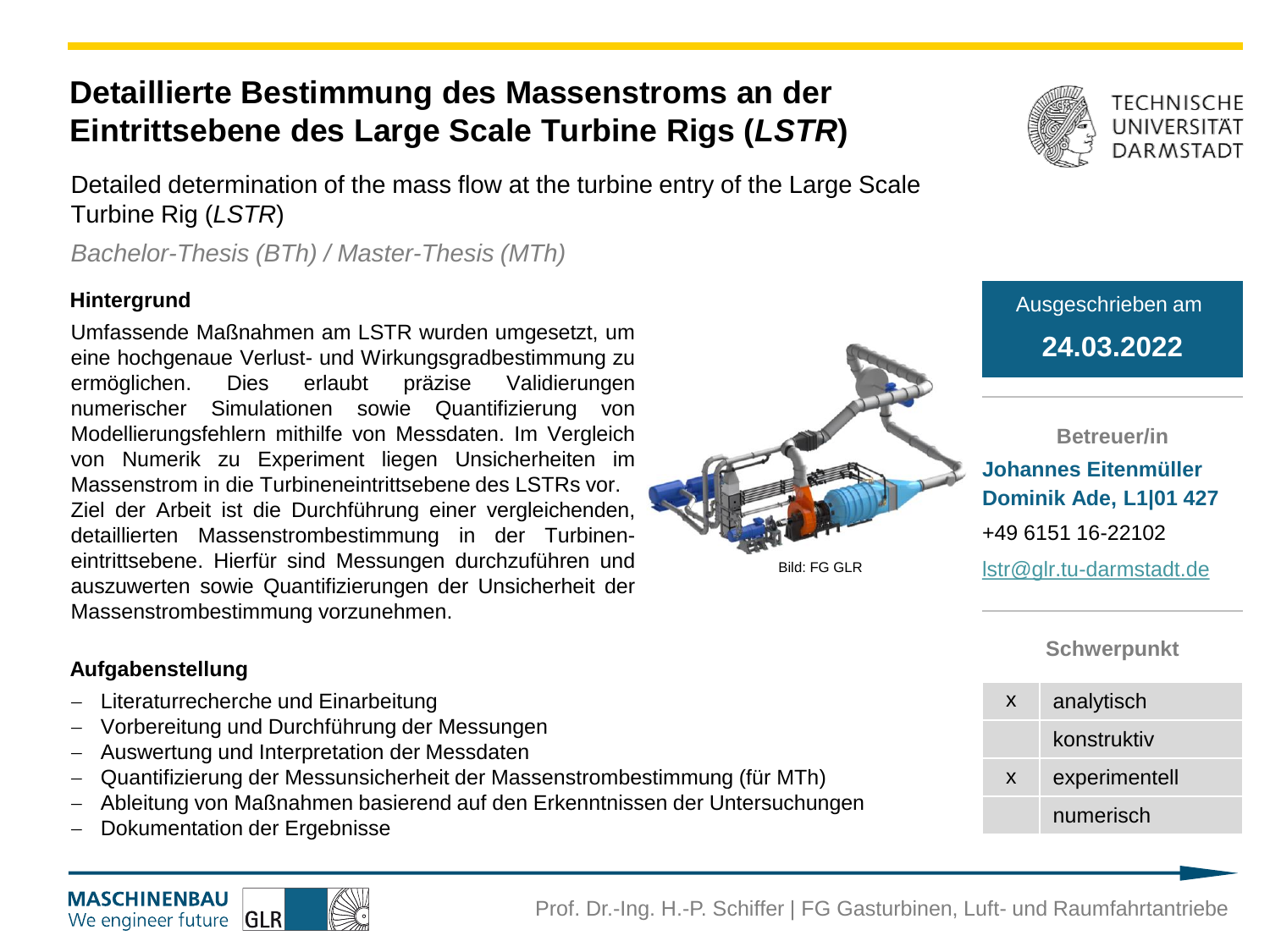# Detaillierte Bestimmung des Massenstroms an der Eintrittsebene des Large Scale Turbine Rigs (*LSTR*)

Detailed determination of the mass flow at the turbine entry of the Large Scale Turbine Rig (*LSTR*)

*Bachelor-Thesis (BTh) / Master-Thesis (MTh)*

TECHNISCHE UNIVERSITÄT DARMSTADT

### Hintergrund

Umfassende Maßnahmen am LSTR wurden umgesetzt, um eine hochgenaue Verlust- und Wirkungsgradbestimmung zu ermöglichen. Dies erlaubt präzise Validierungen numerischer Simulationen sowie Quantifizierung von Modellierungsfehlern mithilfe von Messdaten. Im Vergleich von Numerik zu Experiment liegen Unsicherheiten im Massenstrom in die Turbineneintrittsebene des LSTRs vor.
Ziel der Arbeit ist die Durchführung einer vergleichenden, detaillierten Massenstrombestimmung in der Turbineneintrittsebene. Hierfür sind Messungen durchzuführen und auszuwerten sowie Quantifizierungen der Unsicherheit der Massenstrombestimmung vorzunehmen.

Bild: FG GLR

Ausgeschrieben am

**24.03.2022**

**Betreuer/in**

**Johannes Eitenmüller**
**Dominik Ade, L1|01 427**
+49 6151 16-22102
lstr@glr.tu-darmstadt.de

### Aufgabenstellung

- Literaturrecherche und Einarbeitung
- Vorbereitung und Durchführung der Messungen
- Auswertung und Interpretation der Messdaten
- Quantifizierung der Messunsicherheit der Massenstrombestimmung (für MTh)
- Ableitung von Maßnahmen basierend auf den Erkenntnissen der Untersuchungen
- Dokumentation der Ergebnisse

**Schwerpunkt**

| | |
|---|---|
| x | analytisch |
| | konstruktiv |
| x | experimentell |
| | numerisch |

MASCHINENBAU We engineer future | GLR

Prof. Dr.-Ing. H.-P. Schiffer | FG Gasturbinen, Luft- und Raumfahrtantriebe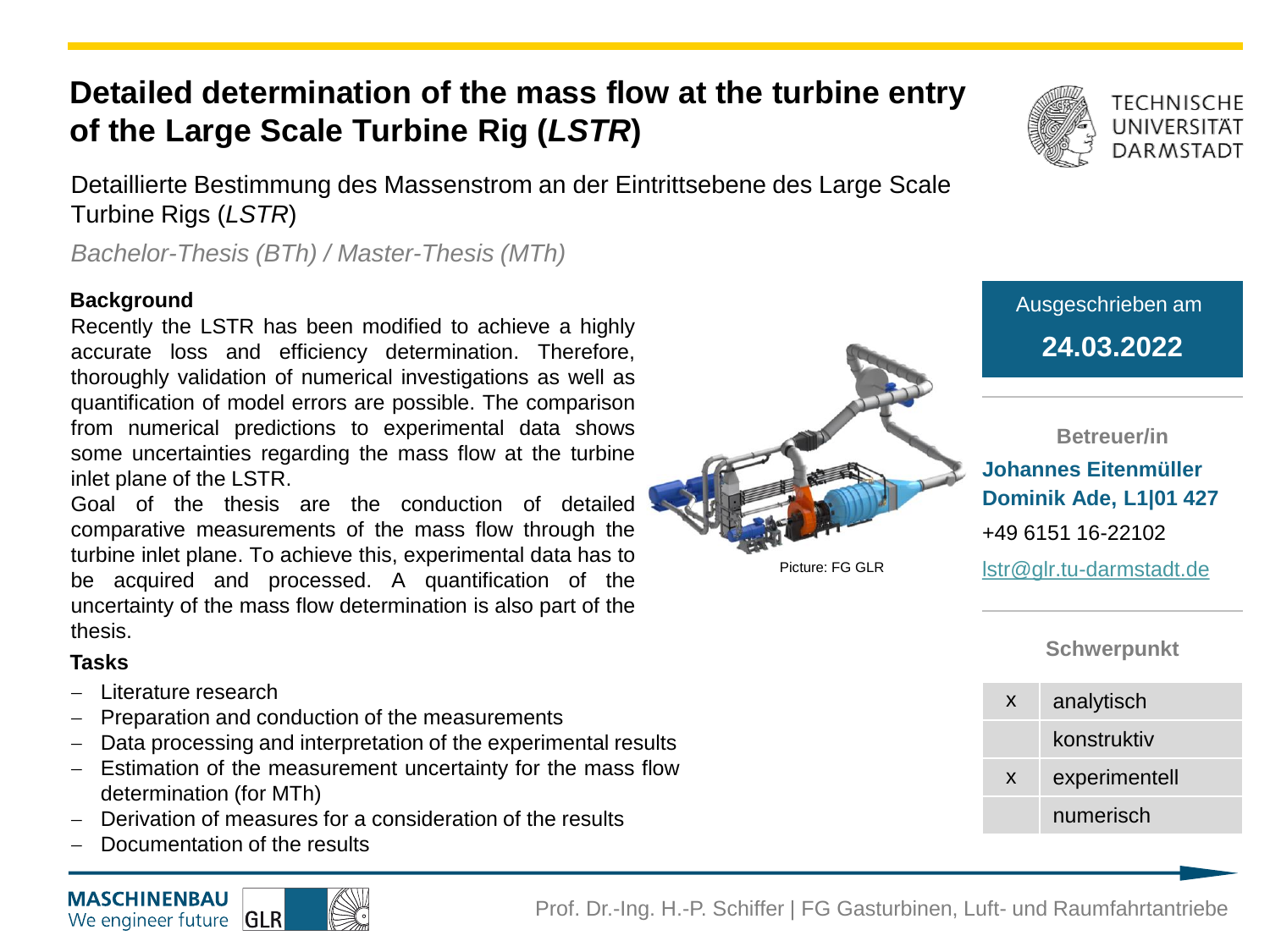# Detailed determination of the mass flow at the turbine entry of the Large Scale Turbine Rig (*LSTR*)

TECHNISCHE UNIVERSITÄT DARMSTADT

Detaillierte Bestimmung des Massenstrom an der Eintrittsebene des Large Scale Turbine Rigs (*LSTR*)

*Bachelor-Thesis (BTh) / Master-Thesis (MTh)*

**Background**

Recently the LSTR has been modified to achieve a highly accurate loss and efficiency determination. Therefore, thoroughly validation of numerical investigations as well as quantification of model errors are possible. The comparison from numerical predictions to experimental data shows some uncertainties regarding the mass flow at the turbine inlet plane of the LSTR.

Goal of the thesis are the conduction of detailed comparative measurements of the mass flow through the turbine inlet plane. To achieve this, experimental data has to be acquired and processed. A quantification of the uncertainty of the mass flow determination is also part of the thesis.

**Tasks**

- Literature research
- Preparation and conduction of the measurements
- Data processing and interpretation of the experimental results
- Estimation of the measurement uncertainty for the mass flow determination (for MTh)
- Derivation of measures for a consideration of the results
- Documentation of the results

Picture: FG GLR

Ausgeschrieben am

**24.03.2022**

**Betreuer/in**

**Johannes Eitenmüller**
**Dominik Ade, L1|01 427**
+49 6151 16-22102
lstr@glr.tu-darmstadt.de

**Schwerpunkt**

| | |
|---|---|
| x | analytisch |
| | konstruktiv |
| x | experimentell |
| | numerisch |

MASCHINENBAU We engineer future | GLR

Prof. Dr.-Ing. H.-P. Schiffer | FG Gasturbinen, Luft- und Raumfahrtantriebe